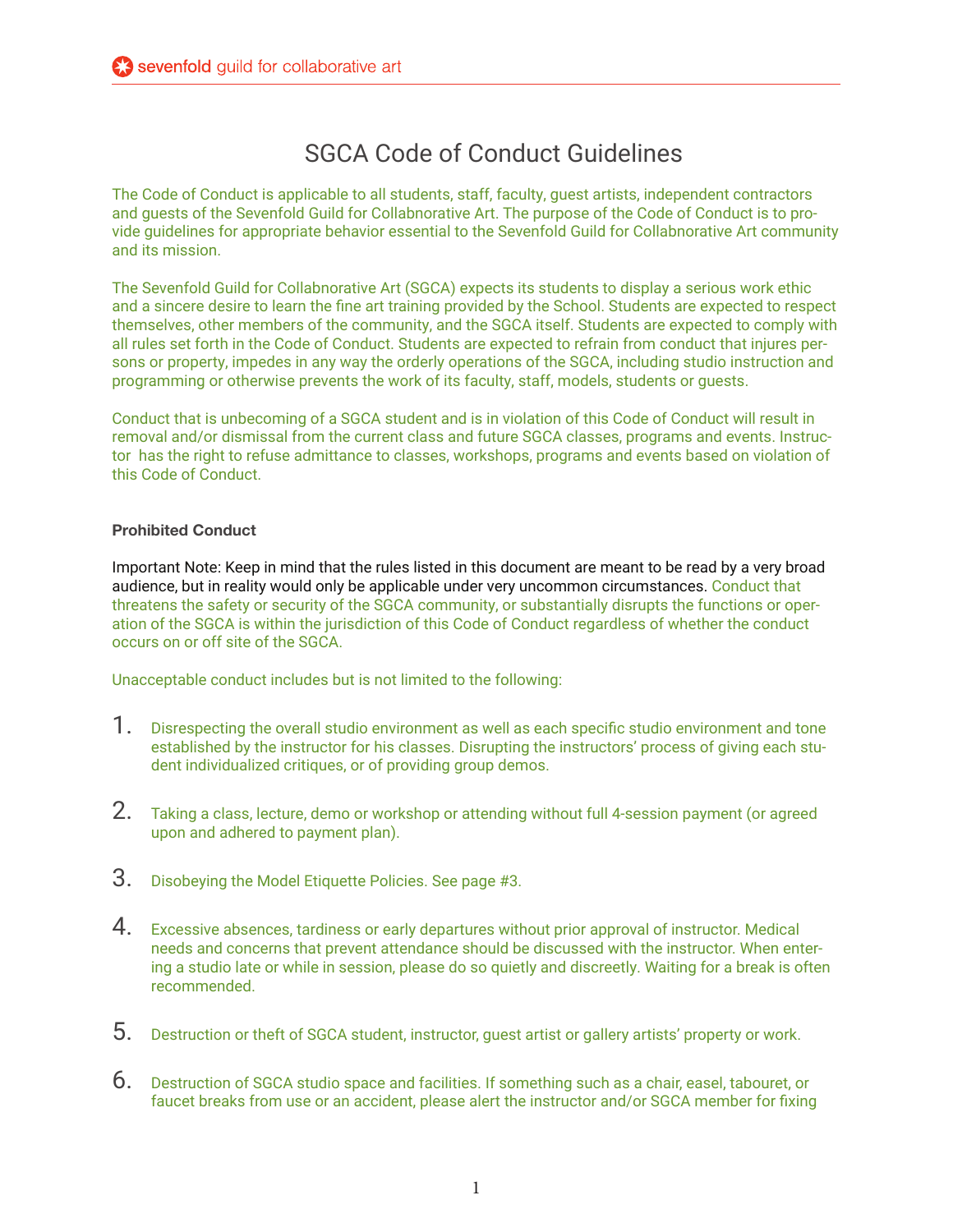# SGCA Code of Conduct Guidelines

The Code of Conduct is applicable to all students, staff, faculty, guest artists, independent contractors and guests of the Sevenfold Guild for Collabnorative Art. The purpose of the Code of Conduct is to provide guidelines for appropriate behavior essential to the Sevenfold Guild for Collabnorative Art community and its mission.

The Sevenfold Guild for Collabnorative Art (SGCA) expects its students to display a serious work ethic and a sincere desire to learn the fine art training provided by the School. Students are expected to respect themselves, other members of the community, and the SGCA itself. Students are expected to comply with all rules set forth in the Code of Conduct. Students are expected to refrain from conduct that injures persons or property, impedes in any way the orderly operations of the SGCA, including studio instruction and programming or otherwise prevents the work of its faculty, staff, models, students or guests.

Conduct that is unbecoming of a SGCA student and is in violation of this Code of Conduct will result in removal and/or dismissal from the current class and future SGCA classes, programs and events. Instructor has the right to refuse admittance to classes, workshops, programs and events based on violation of this Code of Conduct.

**Prohibited Conduct**

Important Note: Keep in mind that the rules listed in this document are meant to be read by a very broad audience, but in reality would only be applicable under very uncommon circumstances. Conduct that threatens the safety or security of the SGCA community, or substantially disrupts the functions or operation of the SGCA is within the jurisdiction of this Code of Conduct regardless of whether the conduct occurs on or off site of the SGCA.

Unacceptable conduct includes but is not limited to the following:

1. Disrespecting the overall studio environment as well as each specific studio environment and tone established by the instructor for his classes. Disrupting the instructors' process of giving each student individualized critiques, or of providing group demos.

2. Taking a class, lecture, demo or workshop or attending without full 4-session payment (or agreed upon and adhered to payment plan).

3. Disobeying the Model Etiquette Policies. See page #3.

4. Excessive absences, tardiness or early departures without prior approval of instructor. Medical needs and concerns that prevent attendance should be discussed with the instructor. When entering a studio late or while in session, please do so quietly and discreetly. Waiting for a break is often recommended.

5. Destruction or theft of SGCA student, instructor, guest artist or gallery artists' property or work.

6. Destruction of SGCA studio space and facilities. If something such as a chair, easel, tabouret, or faucet breaks from use or an accident, please alert the instructor and/or SGCA member for fixing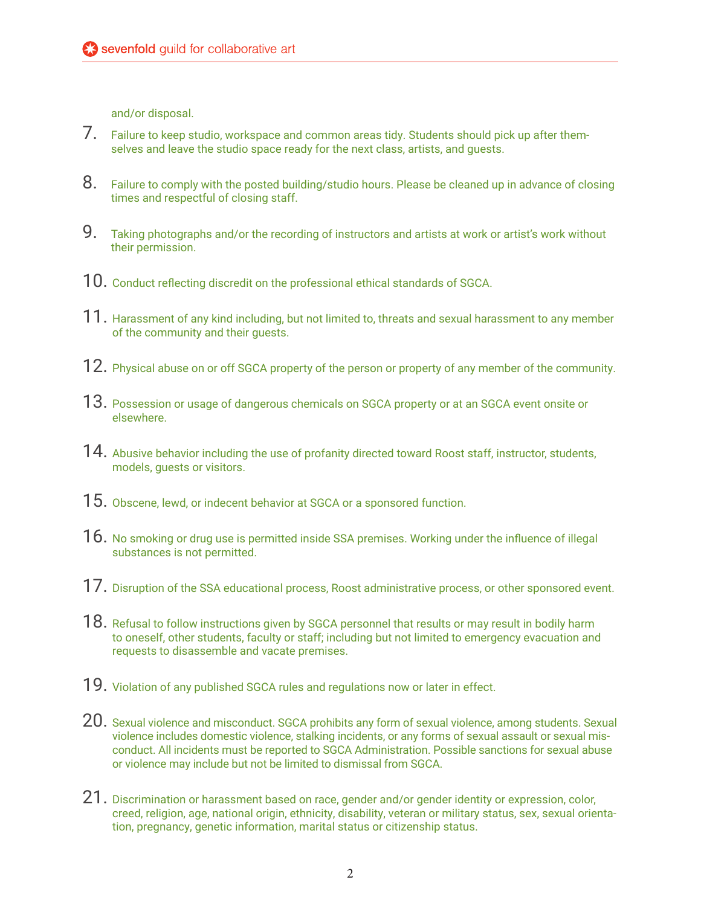and/or disposal.

7. Failure to keep studio, workspace and common areas tidy. Students should pick up after themselves and leave the studio space ready for the next class, artists, and guests.

8. Failure to comply with the posted building/studio hours. Please be cleaned up in advance of closing times and respectful of closing staff.

9. Taking photographs and/or the recording of instructors and artists at work or artist's work without their permission.

10. Conduct reflecting discredit on the professional ethical standards of SGCA.

11. Harassment of any kind including, but not limited to, threats and sexual harassment to any member of the community and their guests.

12. Physical abuse on or off SGCA property of the person or property of any member of the community.

13. Possession or usage of dangerous chemicals on SGCA property or at an SGCA event onsite or elsewhere.

14. Abusive behavior including the use of profanity directed toward Roost staff, instructor, students, models, guests or visitors.

15. Obscene, lewd, or indecent behavior at SGCA or a sponsored function.

16. No smoking or drug use is permitted inside SSA premises. Working under the influence of illegal substances is not permitted.

17. Disruption of the SSA educational process, Roost administrative process, or other sponsored event.

18. Refusal to follow instructions given by SGCA personnel that results or may result in bodily harm to oneself, other students, faculty or staff; including but not limited to emergency evacuation and requests to disassemble and vacate premises.

19. Violation of any published SGCA rules and regulations now or later in effect.

20. Sexual violence and misconduct. SGCA prohibits any form of sexual violence, among students. Sexual violence includes domestic violence, stalking incidents, or any forms of sexual assault or sexual misconduct. All incidents must be reported to SGCA Administration. Possible sanctions for sexual abuse or violence may include but not be limited to dismissal from SGCA.

21. Discrimination or harassment based on race, gender and/or gender identity or expression, color, creed, religion, age, national origin, ethnicity, disability, veteran or military status, sex, sexual orientation, pregnancy, genetic information, marital status or citizenship status.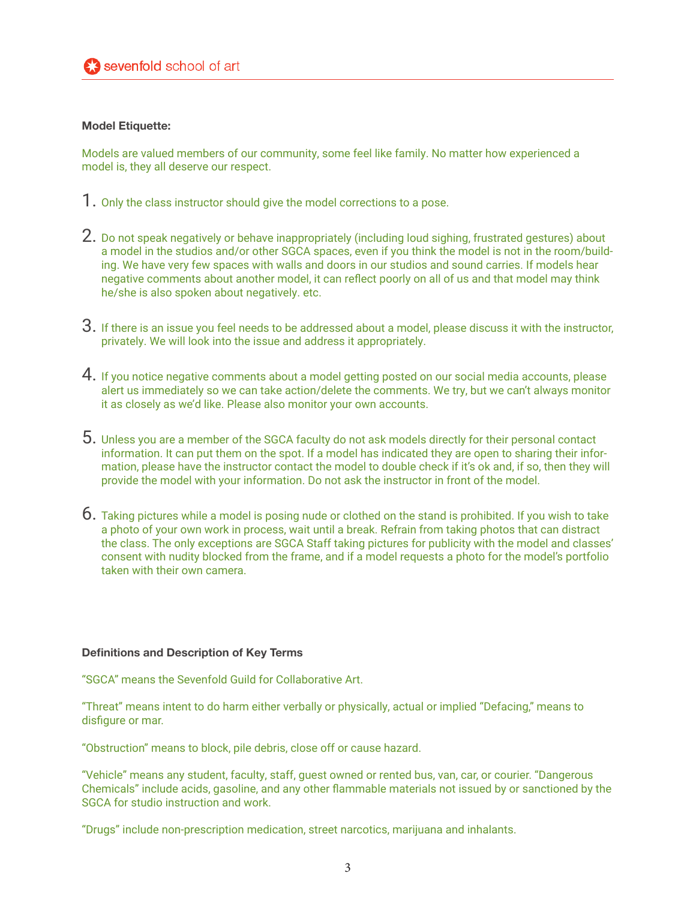**Model Etiquette:**

Models are valued members of our community, some feel like family. No matter how experienced a model is, they all deserve our respect.

1. Only the class instructor should give the model corrections to a pose.

2. Do not speak negatively or behave inappropriately (including loud sighing, frustrated gestures) about a model in the studios and/or other SGCA spaces, even if you think the model is not in the room/building. We have very few spaces with walls and doors in our studios and sound carries. If models hear negative comments about another model, it can reflect poorly on all of us and that model may think he/she is also spoken about negatively. etc.

3. If there is an issue you feel needs to be addressed about a model, please discuss it with the instructor, privately. We will look into the issue and address it appropriately.

4. If you notice negative comments about a model getting posted on our social media accounts, please alert us immediately so we can take action/delete the comments. We try, but we can't always monitor it as closely as we'd like. Please also monitor your own accounts.

5. Unless you are a member of the SGCA faculty do not ask models directly for their personal contact information. It can put them on the spot. If a model has indicated they are open to sharing their information, please have the instructor contact the model to double check if it's ok and, if so, then they will provide the model with your information. Do not ask the instructor in front of the model.

6. Taking pictures while a model is posing nude or clothed on the stand is prohibited. If you wish to take a photo of your own work in process, wait until a break. Refrain from taking photos that can distract the class. The only exceptions are SGCA Staff taking pictures for publicity with the model and classes' consent with nudity blocked from the frame, and if a model requests a photo for the model's portfolio taken with their own camera.

**Definitions and Description of Key Terms**

"SGCA" means the Sevenfold Guild for Collaborative Art.

"Threat" means intent to do harm either verbally or physically, actual or implied "Defacing," means to disfigure or mar.

"Obstruction" means to block, pile debris, close off or cause hazard.

"Vehicle" means any student, faculty, staff, guest owned or rented bus, van, car, or courier. "Dangerous Chemicals" include acids, gasoline, and any other flammable materials not issued by or sanctioned by the SGCA for studio instruction and work.

"Drugs" include non-prescription medication, street narcotics, marijuana and inhalants.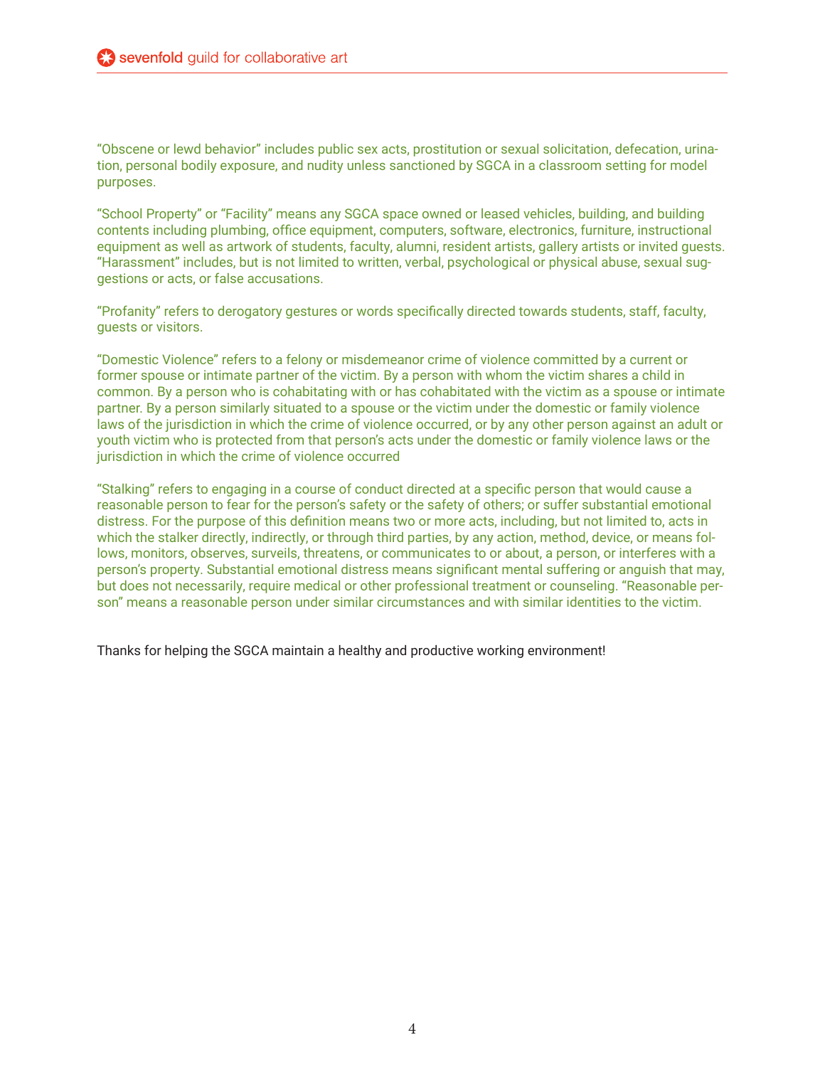"Obscene or lewd behavior" includes public sex acts, prostitution or sexual solicitation, defecation, urination, personal bodily exposure, and nudity unless sanctioned by SGCA in a classroom setting for model purposes.

"School Property" or "Facility" means any SGCA space owned or leased vehicles, building, and building contents including plumbing, office equipment, computers, software, electronics, furniture, instructional equipment as well as artwork of students, faculty, alumni, resident artists, gallery artists or invited guests. "Harassment" includes, but is not limited to written, verbal, psychological or physical abuse, sexual suggestions or acts, or false accusations.

"Profanity" refers to derogatory gestures or words specifically directed towards students, staff, faculty, guests or visitors.

"Domestic Violence" refers to a felony or misdemeanor crime of violence committed by a current or former spouse or intimate partner of the victim. By a person with whom the victim shares a child in common. By a person who is cohabitating with or has cohabitated with the victim as a spouse or intimate partner. By a person similarly situated to a spouse or the victim under the domestic or family violence laws of the jurisdiction in which the crime of violence occurred, or by any other person against an adult or youth victim who is protected from that person's acts under the domestic or family violence laws or the jurisdiction in which the crime of violence occurred

"Stalking" refers to engaging in a course of conduct directed at a specific person that would cause a reasonable person to fear for the person's safety or the safety of others; or suffer substantial emotional distress. For the purpose of this definition means two or more acts, including, but not limited to, acts in which the stalker directly, indirectly, or through third parties, by any action, method, device, or means follows, monitors, observes, surveils, threatens, or communicates to or about, a person, or interferes with a person's property. Substantial emotional distress means significant mental suffering or anguish that may, but does not necessarily, require medical or other professional treatment or counseling. "Reasonable person" means a reasonable person under similar circumstances and with similar identities to the victim.

Thanks for helping the SGCA maintain a healthy and productive working environment!